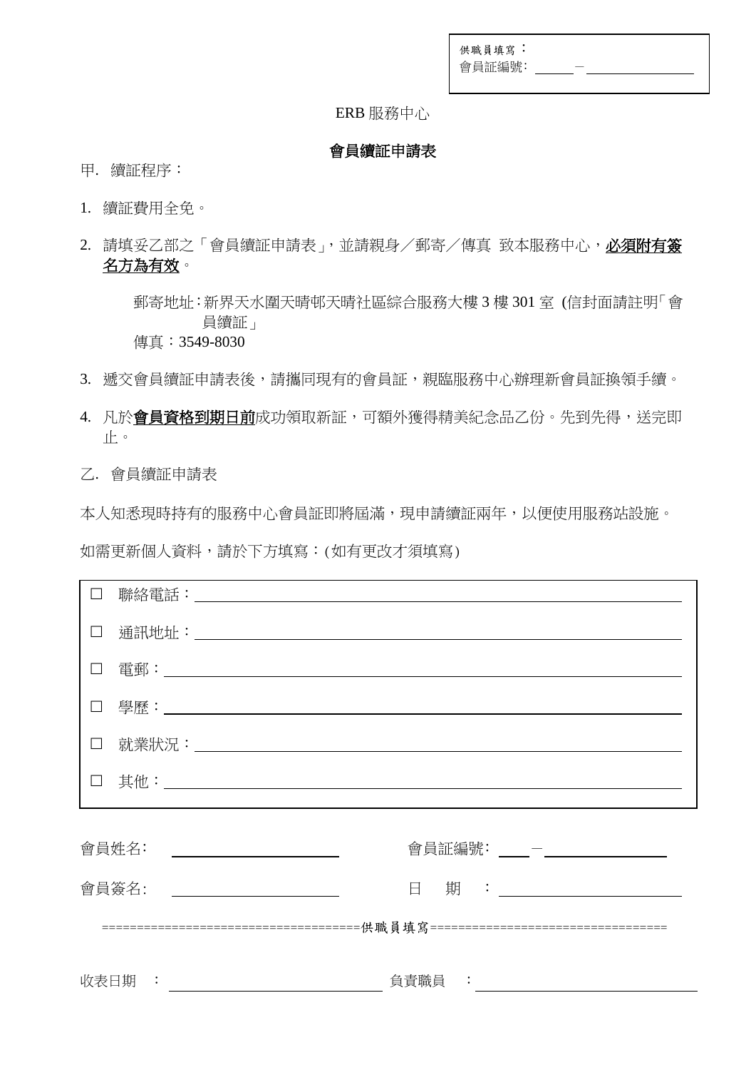供職員填寫：
會員証編號：\_\_\_\_\_\_－\_\_\_\_\_\_\_\_\_\_\_\_\_\_\_\_

ERB 服務中心

## 會員續証申請表

甲. 續証程序：

1. 續証費用全免。
2. 請填妥乙部之「會員續証申請表」，並請親身／郵寄／傳真 致本服務中心，**<u>必須附有簽名方為有效</u>**。

   郵寄地址：新界天水圍天晴邨天晴社區綜合服務大樓 3 樓 301 室 (信封面請註明「會員續証」

   傳真：3549-8030

3. 遞交會員續証申請表後，請攜同現有的會員証，親臨服務中心辦理新會員証換領手續。
4. 凡於**<u>會員資格到期日前</u>**成功領取新証，可額外獲得精美紀念品乙份。先到先得，送完即止。

乙. 會員續証申請表

本人知悉現時持有的服務中心會員証即將屆滿，現申請續証兩年，以便使用服務站設施。

如需更新個人資料，請於下方填寫：(如有更改才須填寫)

☐ 聯絡電話：\_\_\_\_\_\_\_\_\_\_\_\_\_\_\_\_\_\_\_\_\_\_\_\_\_\_\_\_\_\_\_\_

☐ 通訊地址：\_\_\_\_\_\_\_\_\_\_\_\_\_\_\_\_\_\_\_\_\_\_\_\_\_\_\_\_\_\_\_\_

☐ 電郵：\_\_\_\_\_\_\_\_\_\_\_\_\_\_\_\_\_\_\_\_\_\_\_\_\_\_\_\_\_\_\_\_

☐ 學歷：\_\_\_\_\_\_\_\_\_\_\_\_\_\_\_\_\_\_\_\_\_\_\_\_\_\_\_\_\_\_\_\_

☐ 就業狀況：\_\_\_\_\_\_\_\_\_\_\_\_\_\_\_\_\_\_\_\_\_\_\_\_\_\_\_\_\_\_\_\_

☐ 其他：\_\_\_\_\_\_\_\_\_\_\_\_\_\_\_\_\_\_\_\_\_\_\_\_\_\_\_\_\_\_\_\_

會員姓名：\_\_\_\_\_\_\_\_\_\_\_\_\_\_\_\_\_\_\_\_ 會員証編號：\_\_\_\_－\_\_\_\_\_\_\_\_\_\_\_\_\_\_\_\_

會員簽名：\_\_\_\_\_\_\_\_\_\_\_\_\_\_\_\_\_\_\_\_ 日 期 ：\_\_\_\_\_\_\_\_\_\_\_\_\_\_\_\_\_\_\_\_

===================================供職員填寫=================================

收表日期 ：\_\_\_\_\_\_\_\_\_\_\_\_\_\_\_\_\_\_\_\_\_\_\_\_ 負責職員 ：\_\_\_\_\_\_\_\_\_\_\_\_\_\_\_\_\_\_\_\_\_\_\_\_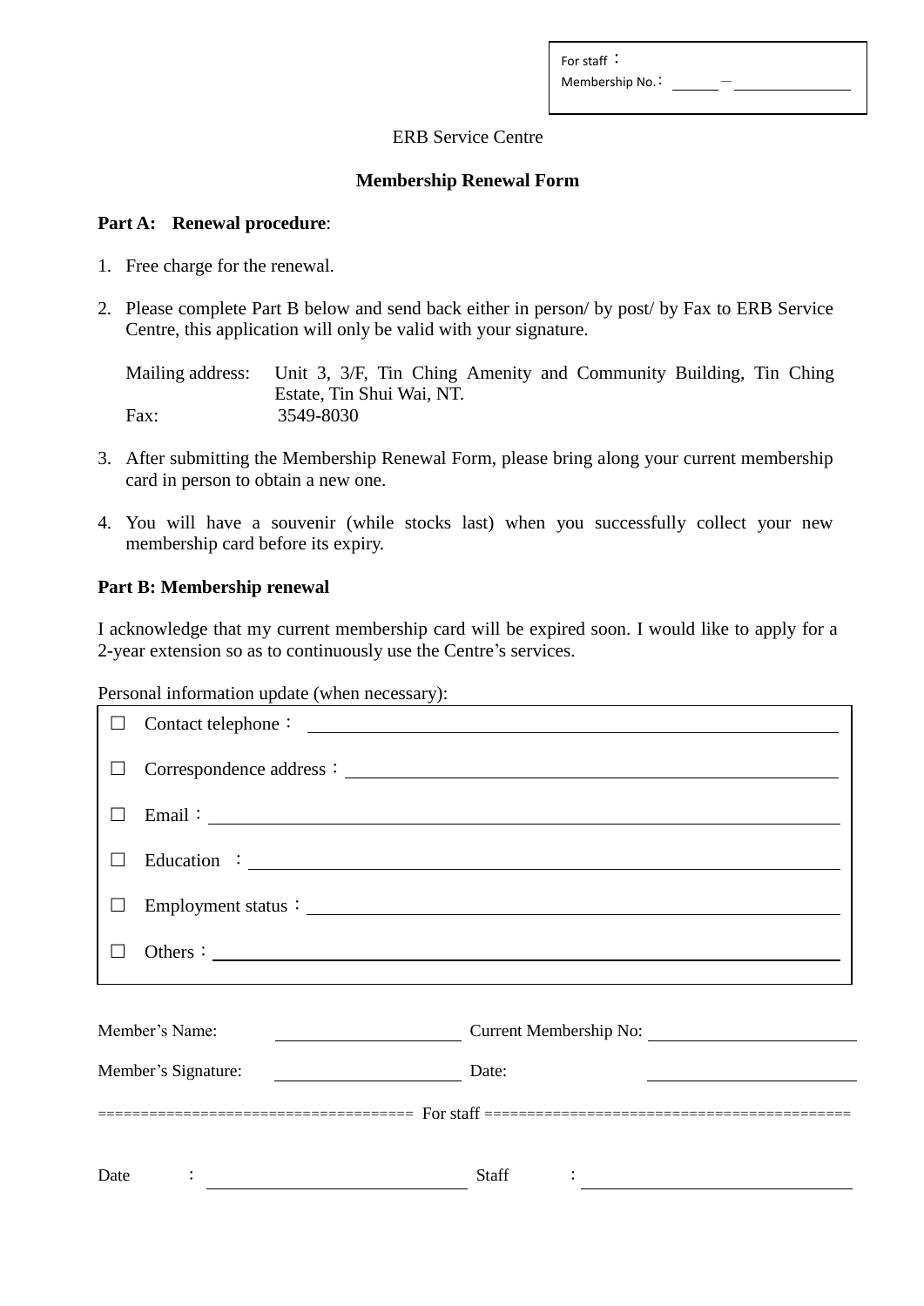For staff：
Membership No.：\_\_\_\_\_\_ – \_\_\_\_\_\_\_\_\_\_\_\_\_\_\_\_

ERB Service Centre

**Membership Renewal Form**

**Part A: Renewal procedure**:

1. Free charge for the renewal.

2. Please complete Part B below and send back either in person/ by post/ by Fax to ERB Service Centre, this application will only be valid with your signature.

   Mailing address: Unit 3, 3/F, Tin Ching Amenity and Community Building, Tin Ching Estate, Tin Shui Wai, NT.
   Fax: 3549-8030

3. After submitting the Membership Renewal Form, please bring along your current membership card in person to obtain a new one.

4. You will have a souvenir (while stocks last) when you successfully collect your new membership card before its expiry.

**Part B: Membership renewal**

I acknowledge that my current membership card will be expired soon. I would like to apply for a 2-year extension so as to continuously use the Centre's services.

Personal information update (when necessary):

☐ Contact telephone：\_\_\_\_\_\_\_\_\_\_\_\_\_\_\_\_\_\_\_\_\_\_\_\_\_\_\_\_\_\_\_\_\_\_\_\_\_\_\_\_

☐ Correspondence address：\_\_\_\_\_\_\_\_\_\_\_\_\_\_\_\_\_\_\_\_\_\_\_\_\_\_\_\_\_\_\_\_\_\_\_\_

☐ Email：\_\_\_\_\_\_\_\_\_\_\_\_\_\_\_\_\_\_\_\_\_\_\_\_\_\_\_\_\_\_\_\_\_\_\_\_\_\_\_\_\_\_\_\_\_\_\_\_

☐ Education ：\_\_\_\_\_\_\_\_\_\_\_\_\_\_\_\_\_\_\_\_\_\_\_\_\_\_\_\_\_\_\_\_\_\_\_\_\_\_\_\_\_\_\_\_

☐ Employment status：\_\_\_\_\_\_\_\_\_\_\_\_\_\_\_\_\_\_\_\_\_\_\_\_\_\_\_\_\_\_\_\_\_\_\_\_\_\_\_\_

☐ Others：\_\_\_\_\_\_\_\_\_\_\_\_\_\_\_\_\_\_\_\_\_\_\_\_\_\_\_\_\_\_\_\_\_\_\_\_\_\_\_\_\_\_\_\_\_\_\_

Member's Name: \_\_\_\_\_\_\_\_\_\_\_\_\_\_\_\_\_\_\_\_ Current Membership No: \_\_\_\_\_\_\_\_\_\_\_\_\_\_\_\_\_\_\_\_

Member's Signature: \_\_\_\_\_\_\_\_\_\_\_\_\_\_\_\_\_\_\_\_ Date: \_\_\_\_\_\_\_\_\_\_\_\_\_\_\_\_\_\_\_\_

=================================== For staff ========================================

Date : \_\_\_\_\_\_\_\_\_\_\_\_\_\_\_\_\_\_\_\_\_\_\_\_\_\_ Staff : \_\_\_\_\_\_\_\_\_\_\_\_\_\_\_\_\_\_\_\_\_\_\_\_\_\_